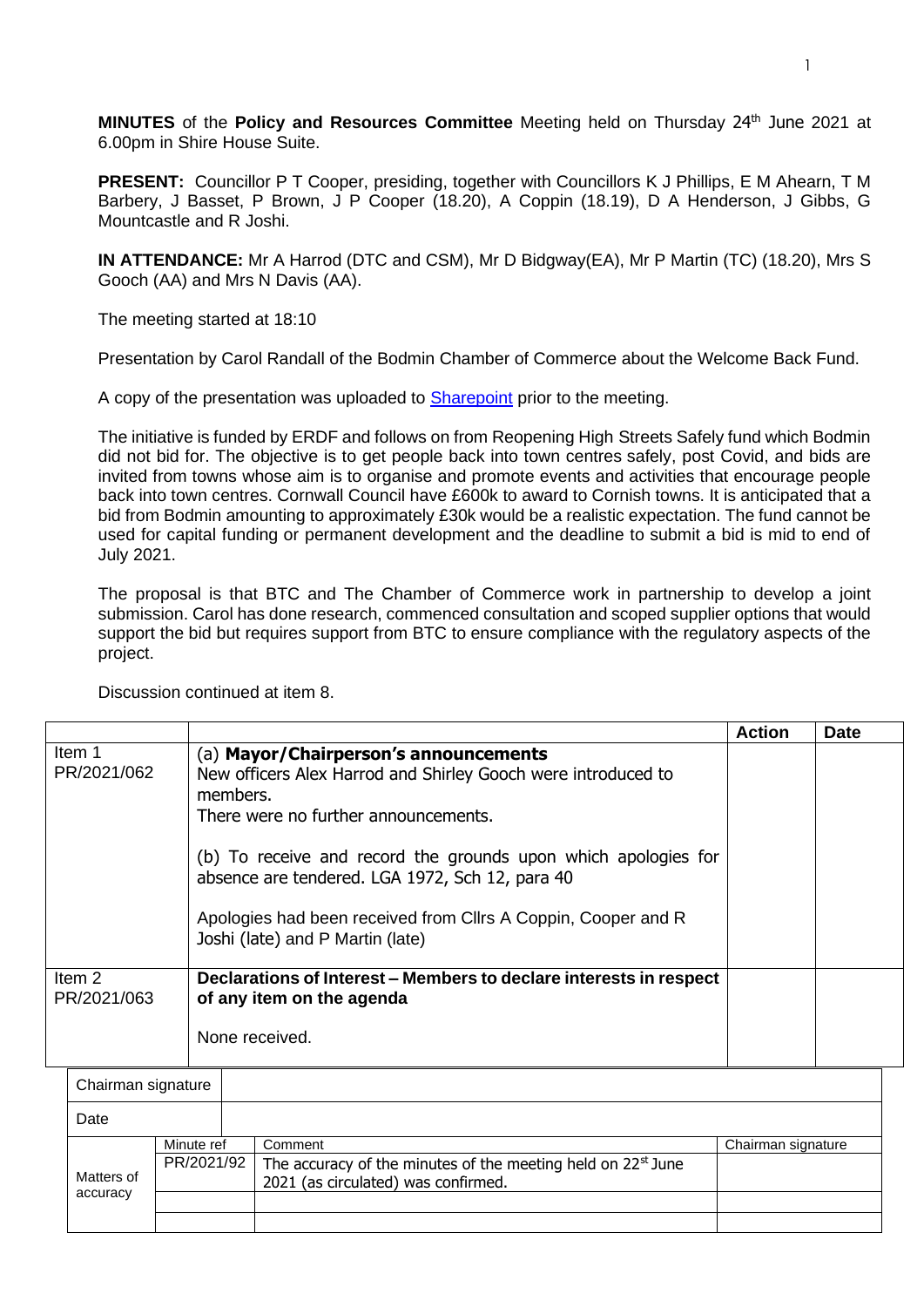**MINUTES** of the **Policy and Resources Committee** Meeting held on Thursday 24th June 2021 at 6.00pm in Shire House Suite.

**PRESENT:** Councillor P T Cooper, presiding, together with Councillors K J Phillips, E M Ahearn, T M Barbery, J Basset, P Brown, J P Cooper (18.20), A Coppin (18.19), D A Henderson, J Gibbs, G Mountcastle and R Joshi.

**IN ATTENDANCE:** Mr A Harrod (DTC and CSM), Mr D Bidgway(EA), Mr P Martin (TC) (18.20), Mrs S Gooch (AA) and Mrs N Davis (AA).

The meeting started at 18:10

Presentation by Carol Randall of the Bodmin Chamber of Commerce about the Welcome Back Fund.

A copy of the presentation was uploaded to Sharepoint prior to the meeting.

The initiative is funded by ERDF and follows on from Reopening High Streets Safely fund which Bodmin did not bid for. The objective is to get people back into town centres safely, post Covid, and bids are invited from towns whose aim is to organise and promote events and activities that encourage people back into town centres. Cornwall Council have £600k to award to Cornish towns. It is anticipated that a bid from Bodmin amounting to approximately £30k would be a realistic expectation. The fund cannot be used for capital funding or permanent development and the deadline to submit a bid is mid to end of July 2021.

The proposal is that BTC and The Chamber of Commerce work in partnership to develop a joint submission. Carol has done research, commenced consultation and scoped supplier options that would support the bid but requires support from BTC to ensure compliance with the regulatory aspects of the project.

Discussion continued at item 8.

| | | Action | Date |
|---|---|---|---|
| Item 1<br>PR/2021/062 | (a) **Mayor/Chairperson's announcements**<br>New officers Alex Harrod and Shirley Gooch were introduced to members.<br>There were no further announcements.<br><br>(b) To receive and record the grounds upon which apologies for absence are tendered. LGA 1972, Sch 12, para 40<br><br>Apologies had been received from Cllrs A Coppin, Cooper and R Joshi (late) and P Martin (late) | | |
| Item 2<br>PR/2021/063 | **Declarations of Interest – Members to declare interests in respect of any item on the agenda**<br><br>None received. | | |

| Chairman signature | | | |
|---|---|---|---|
| Date | | | |
| Matters of accuracy | Minute ref | Comment | Chairman signature |
| | PR/2021/92 | The accuracy of the minutes of the meeting held on 22st June 2021 (as circulated) was confirmed. | |
| | | | |
| | | | |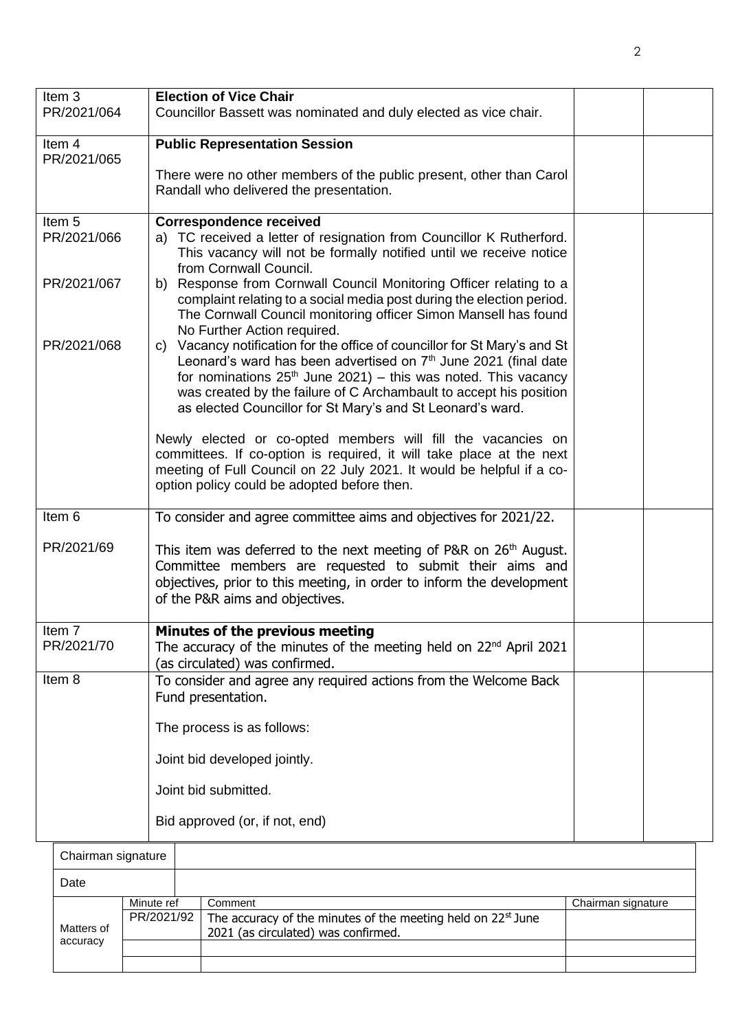| | | | |
|---|---|---|---|
| Item 3<br>PR/2021/064 | **Election of Vice Chair**<br>Councillor Bassett was nominated and duly elected as vice chair. | | |
| Item 4<br>PR/2021/065 | **Public Representation Session**<br><br>There were no other members of the public present, other than Carol Randall who delivered the presentation. | | |
| Item 5<br>PR/2021/066<br><br><br>PR/2021/067<br><br><br><br>PR/2021/068 | **Correspondence received**<br>a) TC received a letter of resignation from Councillor K Rutherford. This vacancy will not be formally notified until we receive notice from Cornwall Council.<br>b) Response from Cornwall Council Monitoring Officer relating to a complaint relating to a social media post during the election period. The Cornwall Council monitoring officer Simon Mansell has found No Further Action required.<br>c) Vacancy notification for the office of councillor for St Mary's and St Leonard's ward has been advertised on 7th June 2021 (final date for nominations 25th June 2021) – this was noted. This vacancy was created by the failure of C Archambault to accept his position as elected Councillor for St Mary's and St Leonard's ward.<br><br>Newly elected or co-opted members will fill the vacancies on committees. If co-option is required, it will take place at the next meeting of Full Council on 22 July 2021. It would be helpful if a co-option policy could be adopted before then. | | |
| Item 6<br><br>PR/2021/69 | To consider and agree committee aims and objectives for 2021/22.<br><br>This item was deferred to the next meeting of P&R on 26th August. Committee members are requested to submit their aims and objectives, prior to this meeting, in order to inform the development of the P&R aims and objectives. | | |
| Item 7<br>PR/2021/70 | **Minutes of the previous meeting**<br>The accuracy of the minutes of the meeting held on 22nd April 2021 (as circulated) was confirmed. | | |
| Item 8 | To consider and agree any required actions from the Welcome Back Fund presentation.<br><br>The process is as follows:<br><br>Joint bid developed jointly.<br><br>Joint bid submitted.<br><br>Bid approved (or, if not, end) | | |

| Chairman signature | | | |
|---|---|---|---|
| Date | | | |
| Matters of accuracy | Minute ref | Comment | Chairman signature |
| | PR/2021/92 | The accuracy of the minutes of the meeting held on 22st June 2021 (as circulated) was confirmed. | |
| | | | |
| | | | |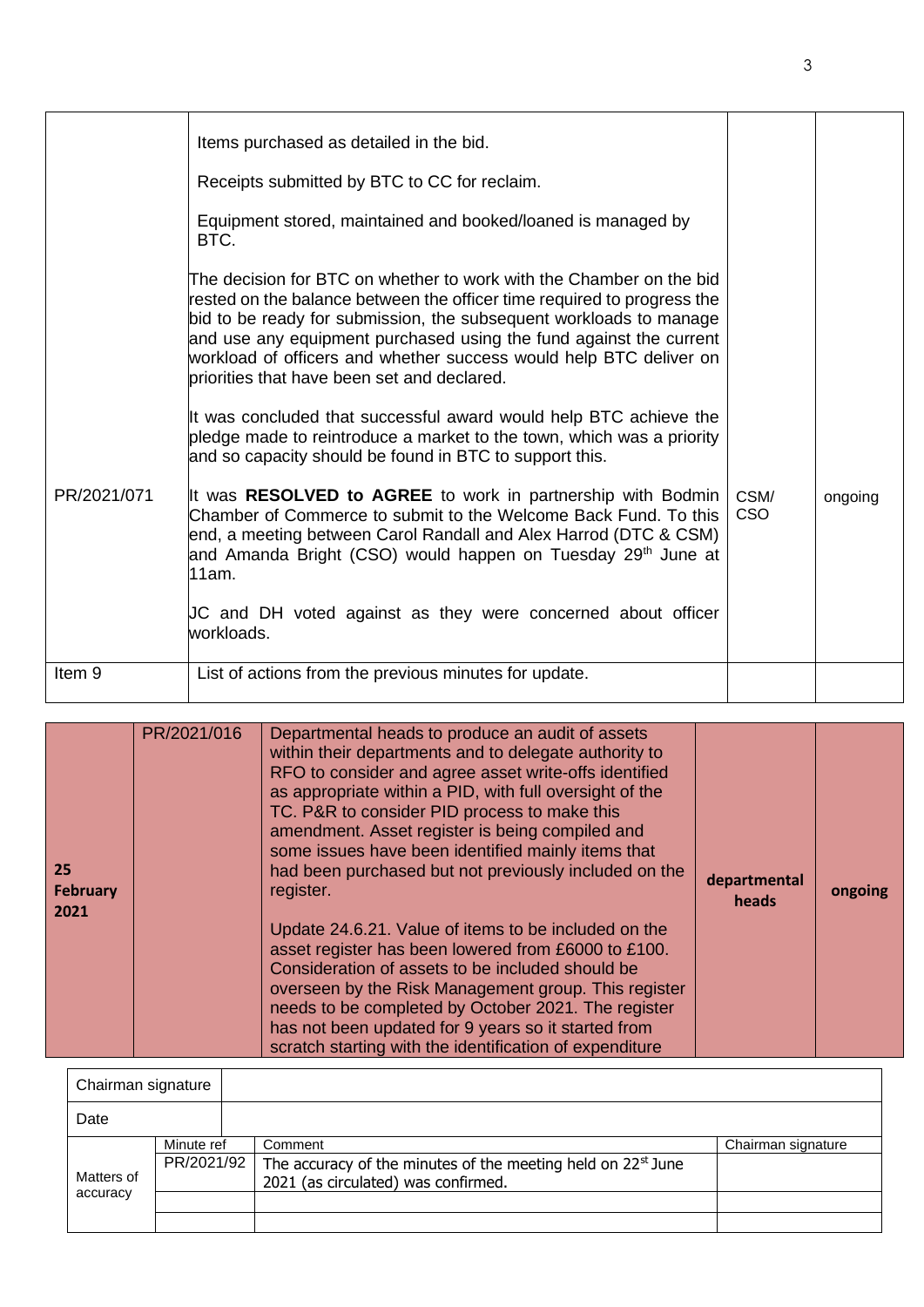| | | | |
|---|---|---|---|
| | Items purchased as detailed in the bid.<br><br>Receipts submitted by BTC to CC for reclaim.<br><br>Equipment stored, maintained and booked/loaned is managed by BTC.<br><br>The decision for BTC on whether to work with the Chamber on the bid rested on the balance between the officer time required to progress the bid to be ready for submission, the subsequent workloads to manage and use any equipment purchased using the fund against the current workload of officers and whether success would help BTC deliver on priorities that have been set and declared.<br><br>It was concluded that successful award would help BTC achieve the pledge made to reintroduce a market to the town, which was a priority and so capacity should be found in BTC to support this. | | |
| PR/2021/071 | It was **RESOLVED to AGREE** to work in partnership with Bodmin Chamber of Commerce to submit to the Welcome Back Fund. To this end, a meeting between Carol Randall and Alex Harrod (DTC & CSM) and Amanda Bright (CSO) would happen on Tuesday 29th June at 11am.<br><br>JC and DH voted against as they were concerned about officer workloads. | CSM/ CSO | ongoing |
| Item 9 | List of actions from the previous minutes for update. | | |

| | | | | |
|---|---|---|---|---|
| **25 February 2021** | PR/2021/016 | Departmental heads to produce an audit of assets within their departments and to delegate authority to RFO to consider and agree asset write-offs identified as appropriate within a PID, with full oversight of the TC. P&R to consider PID process to make this amendment. Asset register is being compiled and some issues have been identified mainly items that had been purchased but not previously included on the register.<br><br>Update 24.6.21. Value of items to be included on the asset register has been lowered from £6000 to £100. Consideration of assets to be included should be overseen by the Risk Management group. This register needs to be completed by October 2021. The register has not been updated for 9 years so it started from scratch starting with the identification of expenditure | **departmental heads** | **ongoing** |

| Chairman signature | | | |
|---|---|---|---|
| Date | | | |
| Matters of accuracy | Minute ref | Comment | Chairman signature |
| | PR/2021/92 | The accuracy of the minutes of the meeting held on 22st June 2021 (as circulated) was confirmed. | |
| | | | |
| | | | |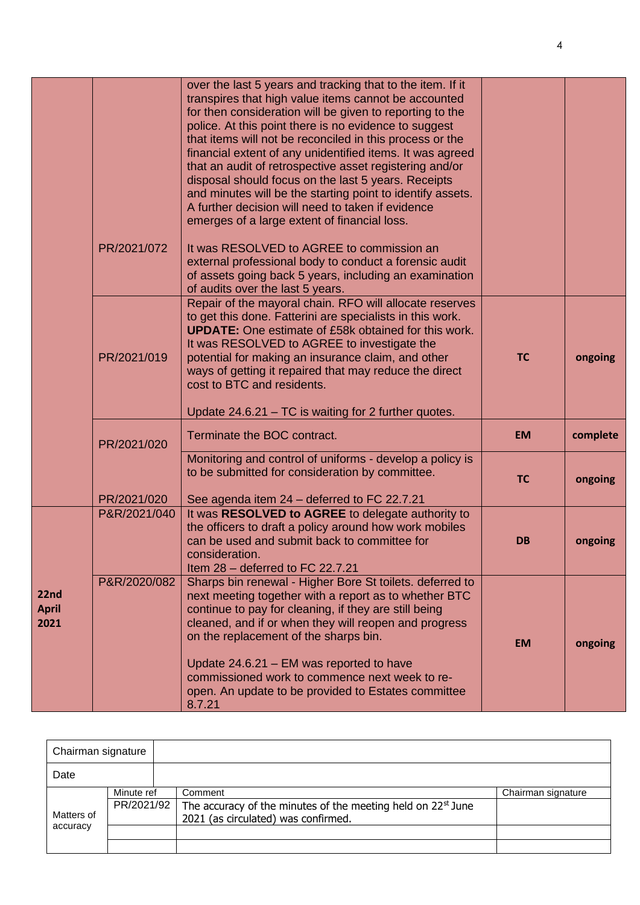| | | | | |
|---|---|---|---|---|
| | PR/2021/072 | over the last 5 years and tracking that to the item. If it transpires that high value items cannot be accounted for then consideration will be given to reporting to the police. At this point there is no evidence to suggest that items will not be reconciled in this process or the financial extent of any unidentified items. It was agreed that an audit of retrospective asset registering and/or disposal should focus on the last 5 years. Receipts and minutes will be the starting point to identify assets. A further decision will need to taken if evidence emerges of a large extent of financial loss.<br><br>It was RESOLVED to AGREE to commission an external professional body to conduct a forensic audit of assets going back 5 years, including an examination of audits over the last 5 years. | | |
| | PR/2021/019 | Repair of the mayoral chain. RFO will allocate reserves to get this done. Fatterini are specialists in this work. **UPDATE:** One estimate of £58k obtained for this work. It was RESOLVED to AGREE to investigate the potential for making an insurance claim, and other ways of getting it repaired that may reduce the direct cost to BTC and residents.<br><br>Update 24.6.21 – TC is waiting for 2 further quotes. | **TC** | **ongoing** |
| | PR/2021/020 | Terminate the BOC contract. | **EM** | **complete** |
| | PR/2021/020 | Monitoring and control of uniforms - develop a policy is to be submitted for consideration by committee.<br><br>See agenda item 24 – deferred to FC 22.7.21 | **TC** | **ongoing** |
| **22nd April 2021** | P&R/2021/040 | It was **RESOLVED to AGREE** to delegate authority to the officers to draft a policy around how work mobiles can be used and submit back to committee for consideration.<br>Item 28 – deferred to FC 22.7.21 | **DB** | **ongoing** |
| | P&R/2020/082 | Sharps bin renewal - Higher Bore St toilets. deferred to next meeting together with a report as to whether BTC continue to pay for cleaning, if they are still being cleaned, and if or when they will reopen and progress on the replacement of the sharps bin.<br><br>Update 24.6.21 – EM was reported to have commissioned work to commence next week to re-open. An update to be provided to Estates committee 8.7.21 | **EM** | **ongoing** |

| Chairman signature | | | |
|---|---|---|---|
| Date | | | |
| Matters of accuracy | Minute ref | Comment | Chairman signature |
| | PR/2021/92 | The accuracy of the minutes of the meeting held on 22st June 2021 (as circulated) was confirmed. | |
| | | | |
| | | | |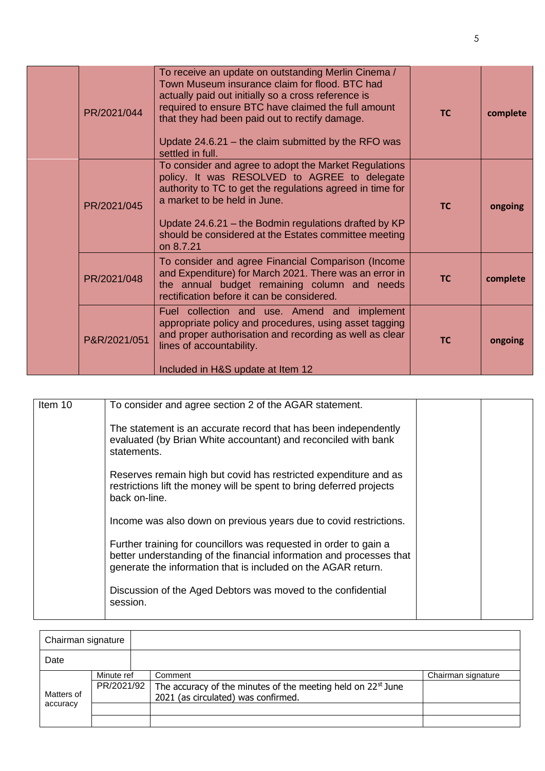| | | | | |
|---|---|---|---|---|
| | PR/2021/044 | To receive an update on outstanding Merlin Cinema / Town Museum insurance claim for flood. BTC had actually paid out initially so a cross reference is required to ensure BTC have claimed the full amount that they had been paid out to rectify damage.<br><br>Update 24.6.21 – the claim submitted by the RFO was settled in full. | **TC** | **complete** |
| | PR/2021/045 | To consider and agree to adopt the Market Regulations policy. It was RESOLVED to AGREE to delegate authority to TC to get the regulations agreed in time for a market to be held in June.<br><br>Update 24.6.21 – the Bodmin regulations drafted by KP should be considered at the Estates committee meeting on 8.7.21 | **TC** | **ongoing** |
| | PR/2021/048 | To consider and agree Financial Comparison (Income and Expenditure) for March 2021. There was an error in the annual budget remaining column and needs rectification before it can be considered. | **TC** | **complete** |
| | P&R/2021/051 | Fuel collection and use. Amend and implement appropriate policy and procedures, using asset tagging and proper authorisation and recording as well as clear lines of accountability.<br><br>Included in H&S update at Item 12 | **TC** | **ongoing** |

| | | | |
|---|---|---|---|
| Item 10 | To consider and agree section 2 of the AGAR statement.<br><br>The statement is an accurate record that has been independently evaluated (by Brian White accountant) and reconciled with bank statements.<br><br>Reserves remain high but covid has restricted expenditure and as restrictions lift the money will be spent to bring deferred projects back on-line.<br><br>Income was also down on previous years due to covid restrictions.<br><br>Further training for councillors was requested in order to gain a better understanding of the financial information and processes that generate the information that is included on the AGAR return.<br><br>Discussion of the Aged Debtors was moved to the confidential session. | | |

| Chairman signature | | | |
|---|---|---|---|
| Date | | | |
| Matters of accuracy | Minute ref | Comment | Chairman signature |
| | PR/2021/92 | The accuracy of the minutes of the meeting held on 22[st] June 2021 (as circulated) was confirmed. | |
| | | | |
| | | | |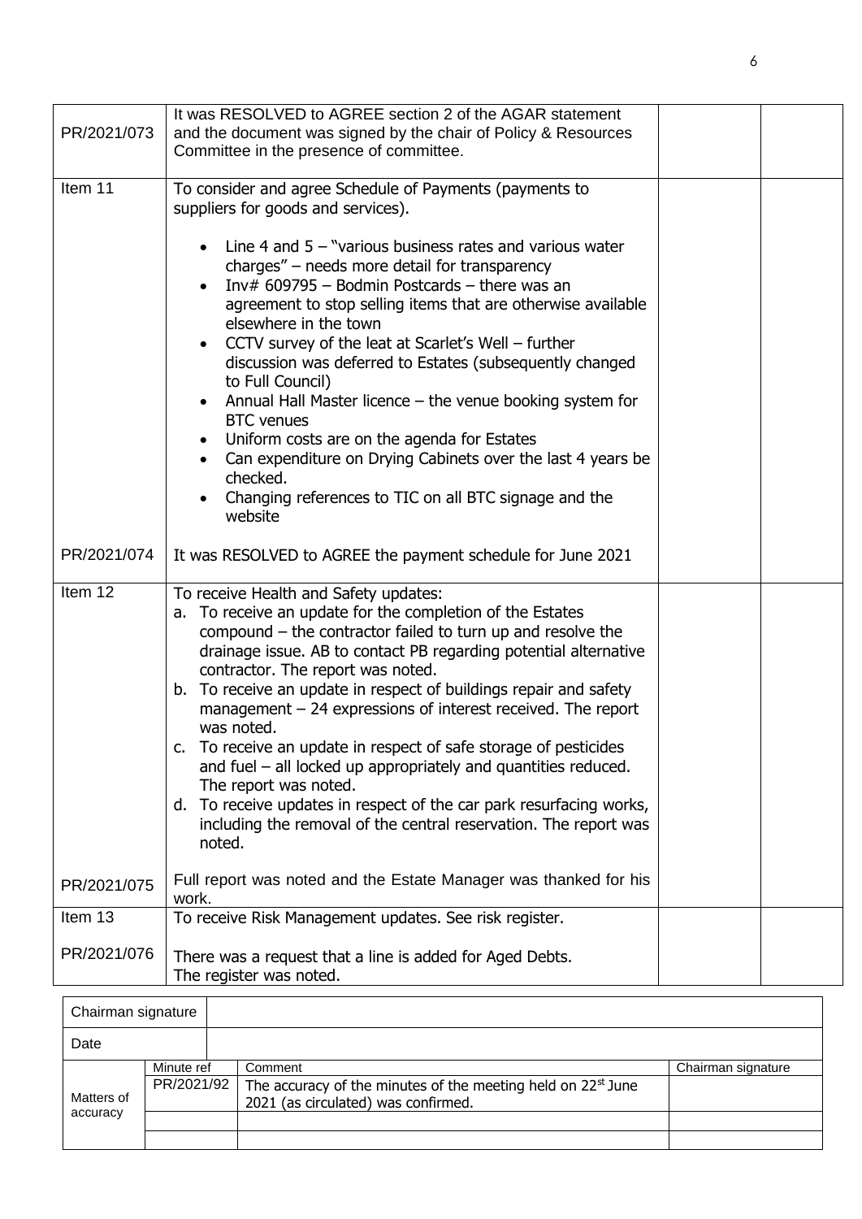| | | | |
|---|---|---|---|
| PR/2021/073 | It was RESOLVED to AGREE section 2 of the AGAR statement and the document was signed by the chair of Policy & Resources Committee in the presence of committee. | | |
| Item 11<br><br><br><br><br><br><br><br><br><br><br><br><br><br><br><br>PR/2021/074 | To consider and agree Schedule of Payments (payments to suppliers for goods and services).<br><br>• Line 4 and 5 – "various business rates and various water charges" – needs more detail for transparency<br>• Inv# 609795 – Bodmin Postcards – there was an agreement to stop selling items that are otherwise available elsewhere in the town<br>• CCTV survey of the leat at Scarlet's Well – further discussion was deferred to Estates (subsequently changed to Full Council)<br>• Annual Hall Master licence – the venue booking system for BTC venues<br>• Uniform costs are on the agenda for Estates<br>• Can expenditure on Drying Cabinets over the last 4 years be checked.<br>• Changing references to TIC on all BTC signage and the website<br><br>It was RESOLVED to AGREE the payment schedule for June 2021 | | |
| Item 12<br><br><br><br><br><br><br><br><br><br><br><br><br><br><br>PR/2021/075 | To receive Health and Safety updates:<br>a. To receive an update for the completion of the Estates compound – the contractor failed to turn up and resolve the drainage issue. AB to contact PB regarding potential alternative contractor. The report was noted.<br>b. To receive an update in respect of buildings repair and safety management – 24 expressions of interest received. The report was noted.<br>c. To receive an update in respect of safe storage of pesticides and fuel – all locked up appropriately and quantities reduced. The report was noted.<br>d. To receive updates in respect of the car park resurfacing works, including the removal of the central reservation. The report was noted.<br><br>Full report was noted and the Estate Manager was thanked for his work. | | |
| Item 13<br><br>PR/2021/076 | To receive Risk Management updates. See risk register.<br><br>There was a request that a line is added for Aged Debts.<br>The register was noted. | | |

| Chairman signature | | | |
|---|---|---|---|
| Date | | | |
| Matters of accuracy | Minute ref | Comment | Chairman signature |
| | PR/2021/92 | The accuracy of the minutes of the meeting held on 22[st] June 2021 (as circulated) was confirmed. | |
| | | | |
| | | | |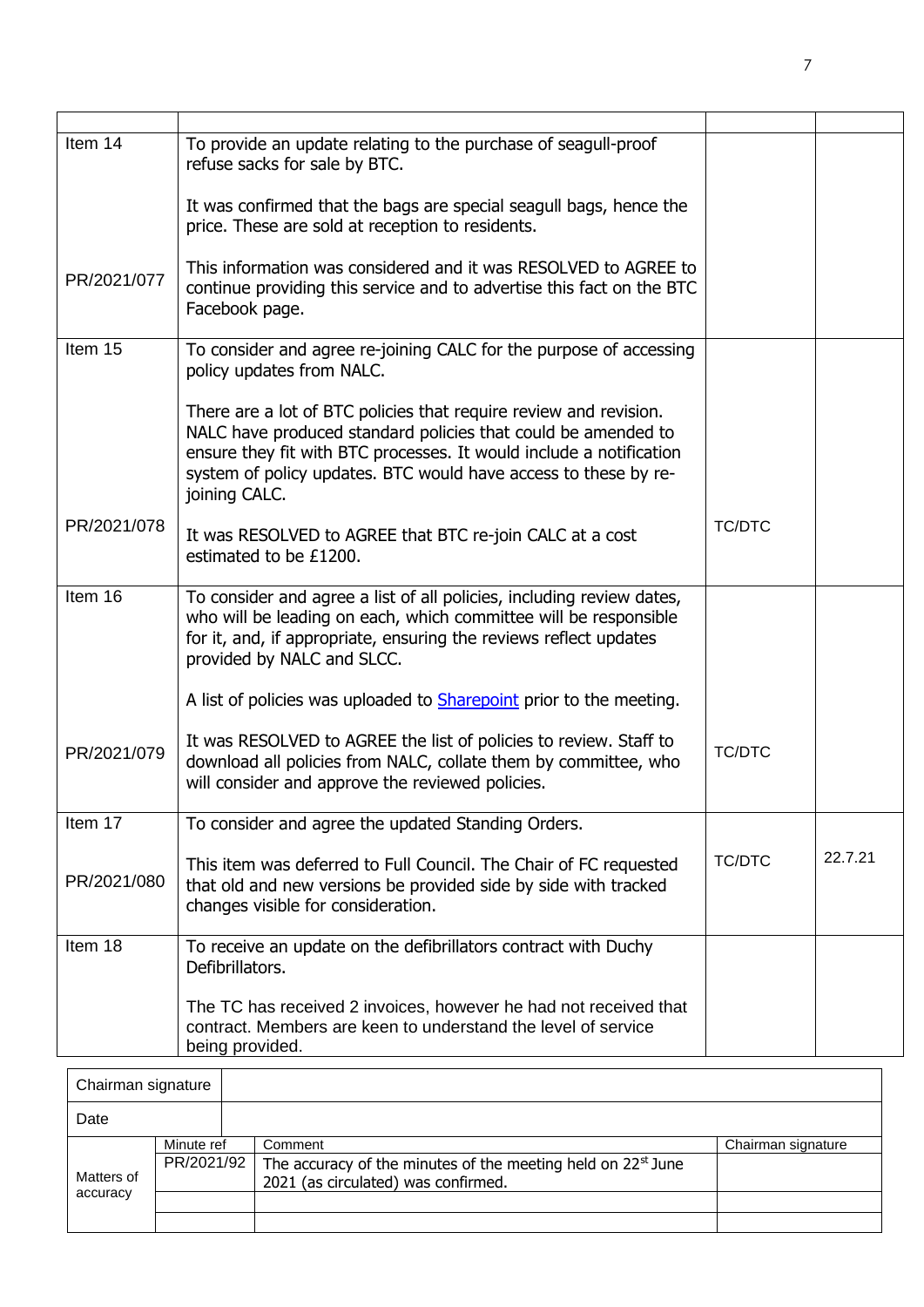| | | | |
|---|---|---|---|
| Item 14 | To provide an update relating to the purchase of seagull-proof refuse sacks for sale by BTC.<br><br>It was confirmed that the bags are special seagull bags, hence the price. These are sold at reception to residents. | | |
| PR/2021/077 | This information was considered and it was RESOLVED to AGREE to continue providing this service and to advertise this fact on the BTC Facebook page. | | |
| Item 15 | To consider and agree re-joining CALC for the purpose of accessing policy updates from NALC.<br><br>There are a lot of BTC policies that require review and revision. NALC have produced standard policies that could be amended to ensure they fit with BTC processes. It would include a notification system of policy updates. BTC would have access to these by re-joining CALC. | | |
| PR/2021/078 | It was RESOLVED to AGREE that BTC re-join CALC at a cost estimated to be £1200. | TC/DTC | |
| Item 16 | To consider and agree a list of all policies, including review dates, who will be leading on each, which committee will be responsible for it, and, if appropriate, ensuring the reviews reflect updates provided by NALC and SLCC.<br><br>A list of policies was uploaded to [Sharepoint] prior to the meeting. | | |
| PR/2021/079 | It was RESOLVED to AGREE the list of policies to review. Staff to download all policies from NALC, collate them by committee, who will consider and approve the reviewed policies. | TC/DTC | |
| Item 17 | To consider and agree the updated Standing Orders. | | |
| PR/2021/080 | This item was deferred to Full Council. The Chair of FC requested that old and new versions be provided side by side with tracked changes visible for consideration. | TC/DTC | 22.7.21 |
| Item 18 | To receive an update on the defibrillators contract with Duchy Defibrillators.<br><br>The TC has received 2 invoices, however he had not received that contract. Members are keen to understand the level of service being provided. | | |

| Chairman signature | | | |
|---|---|---|---|
| Date | | | |
| Matters of accuracy | Minute ref | Comment | Chairman signature |
| | PR/2021/92 | The accuracy of the minutes of the meeting held on 22st June 2021 (as circulated) was confirmed. | |
| | | | |
| | | | |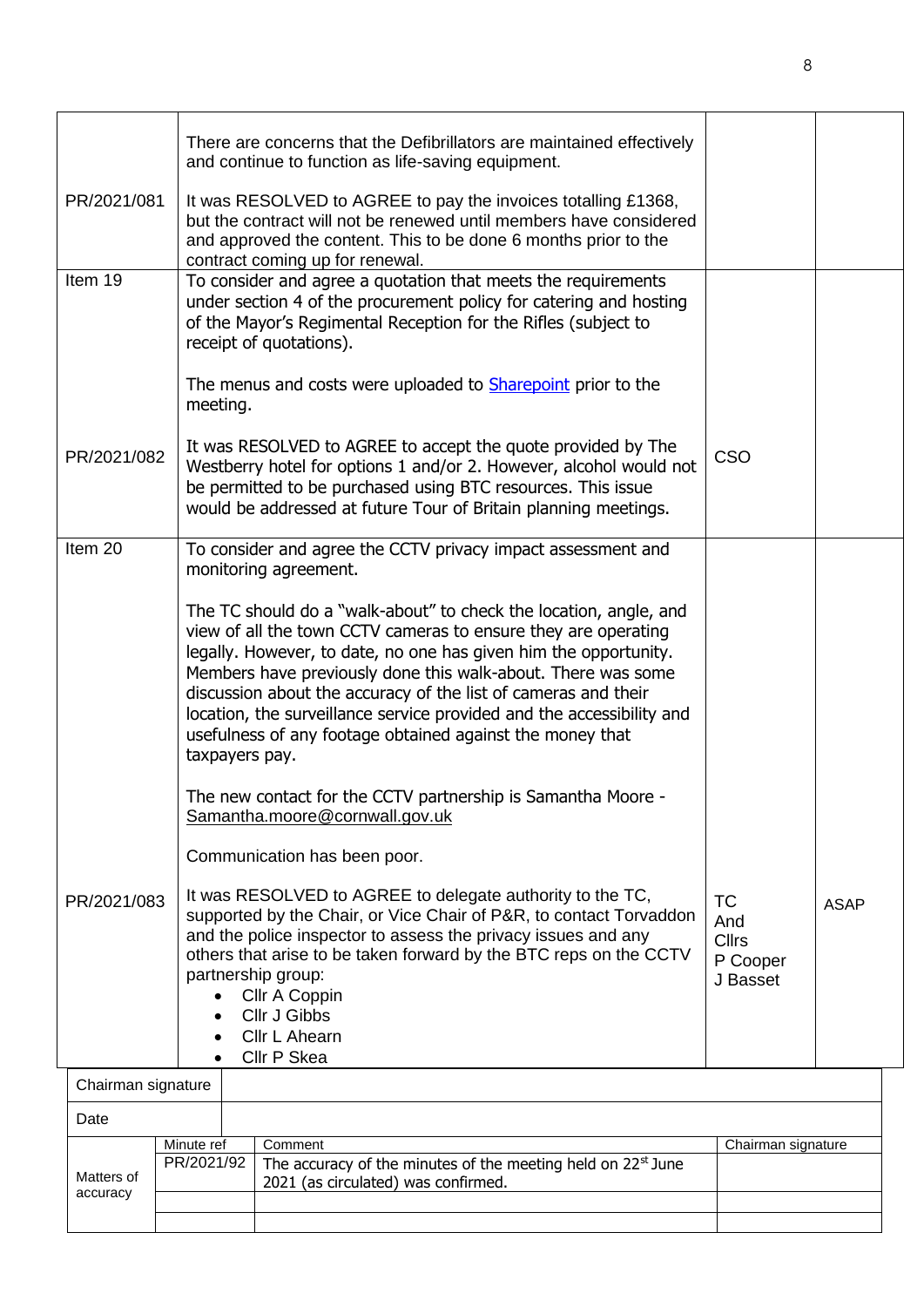| | | | |
|---|---|---|---|
| PR/2021/081 | There are concerns that the Defibrillators are maintained effectively and continue to function as life-saving equipment.<br><br>It was RESOLVED to AGREE to pay the invoices totalling £1368, but the contract will not be renewed until members have considered and approved the content. This to be done 6 months prior to the contract coming up for renewal. | | |
| Item 19<br><br><br><br><br><br><br>PR/2021/082 | To consider and agree a quotation that meets the requirements under section 4 of the procurement policy for catering and hosting of the Mayor's Regimental Reception for the Rifles (subject to receipt of quotations).<br><br>The menus and costs were uploaded to [Sharepoint]() prior to the meeting.<br><br>It was RESOLVED to AGREE to accept the quote provided by The Westberry hotel for options 1 and/or 2. However, alcohol would not be permitted to be purchased using BTC resources. This issue would be addressed at future Tour of Britain planning meetings. | CSO | |
| Item 20<br><br><br><br><br><br><br><br><br><br><br><br><br><br><br><br><br>PR/2021/083 | To consider and agree the CCTV privacy impact assessment and monitoring agreement.<br><br>The TC should do a "walk-about" to check the location, angle, and view of all the town CCTV cameras to ensure they are operating legally. However, to date, no one has given him the opportunity. Members have previously done this walk-about. There was some discussion about the accuracy of the list of cameras and their location, the surveillance service provided and the accessibility and usefulness of any footage obtained against the money that taxpayers pay.<br><br>The new contact for the CCTV partnership is Samantha Moore - Samantha.moore@cornwall.gov.uk<br><br>Communication has been poor.<br><br>It was RESOLVED to AGREE to delegate authority to the TC, supported by the Chair, or Vice Chair of P&R, to contact Torvaddon and the police inspector to assess the privacy issues and any others that arise to be taken forward by the BTC reps on the CCTV partnership group:<br>• Cllr A Coppin<br>• Cllr J Gibbs<br>• Cllr L Ahearn<br>• Cllr P Skea | TC And Cllrs P Cooper J Basset | ASAP |

| | |
|---|---|
| Chairman signature | |
| Date | |

| | Minute ref | Comment | Chairman signature |
|---|---|---|---|
| Matters of accuracy | PR/2021/92 | The accuracy of the minutes of the meeting held on 22st June 2021 (as circulated) was confirmed. | |
| | | | |
| | | | |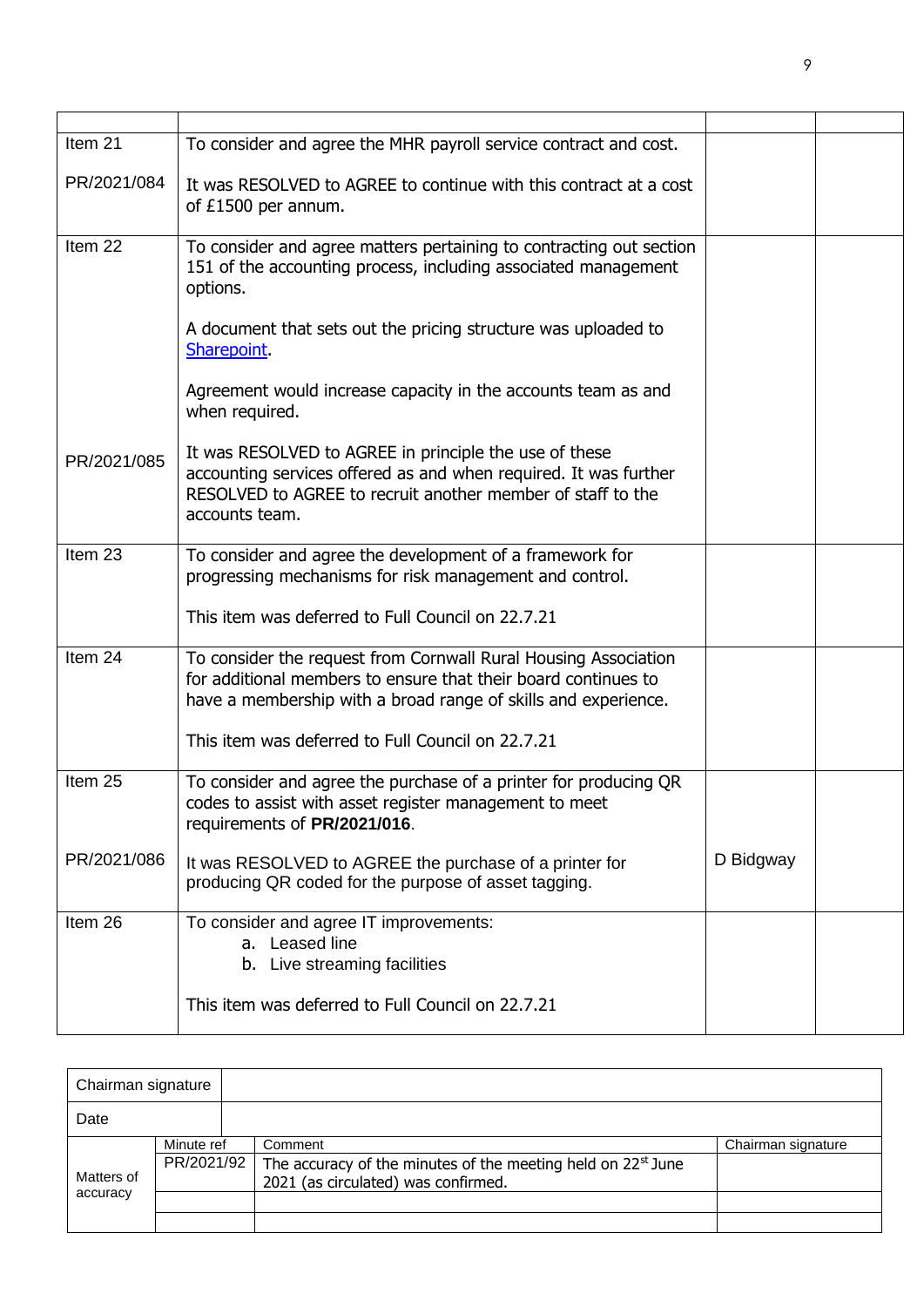| | | | |
|---|---|---|---|
| Item 21<br><br>PR/2021/084 | To consider and agree the MHR payroll service contract and cost.<br><br>It was RESOLVED to AGREE to continue with this contract at a cost of £1500 per annum. | | |
| Item 22<br><br><br><br><br><br><br><br>PR/2021/085 | To consider and agree matters pertaining to contracting out section 151 of the accounting process, including associated management options.<br><br>A document that sets out the pricing structure was uploaded to Sharepoint.<br><br>Agreement would increase capacity in the accounts team as and when required.<br><br>It was RESOLVED to AGREE in principle the use of these accounting services offered as and when required. It was further RESOLVED to AGREE to recruit another member of staff to the accounts team. | | |
| Item 23 | To consider and agree the development of a framework for progressing mechanisms for risk management and control.<br><br>This item was deferred to Full Council on 22.7.21 | | |
| Item 24 | To consider the request from Cornwall Rural Housing Association for additional members to ensure that their board continues to have a membership with a broad range of skills and experience.<br><br>This item was deferred to Full Council on 22.7.21 | | |
| Item 25<br><br><br>PR/2021/086 | To consider and agree the purchase of a printer for producing QR codes to assist with asset register management to meet requirements of **PR/2021/016**.<br><br>It was RESOLVED to AGREE the purchase of a printer for producing QR coded for the purpose of asset tagging. | D Bidgway | |
| Item 26 | To consider and agree IT improvements:<br>a. Leased line<br>b. Live streaming facilities<br><br>This item was deferred to Full Council on 22.7.21 | | |

| Chairman signature | | | |
|---|---|---|---|
| Date | | | |
| Matters of accuracy | Minute ref | Comment | Chairman signature |
| | PR/2021/92 | The accuracy of the minutes of the meeting held on 22st June 2021 (as circulated) was confirmed. | |
| | | | |
| | | | |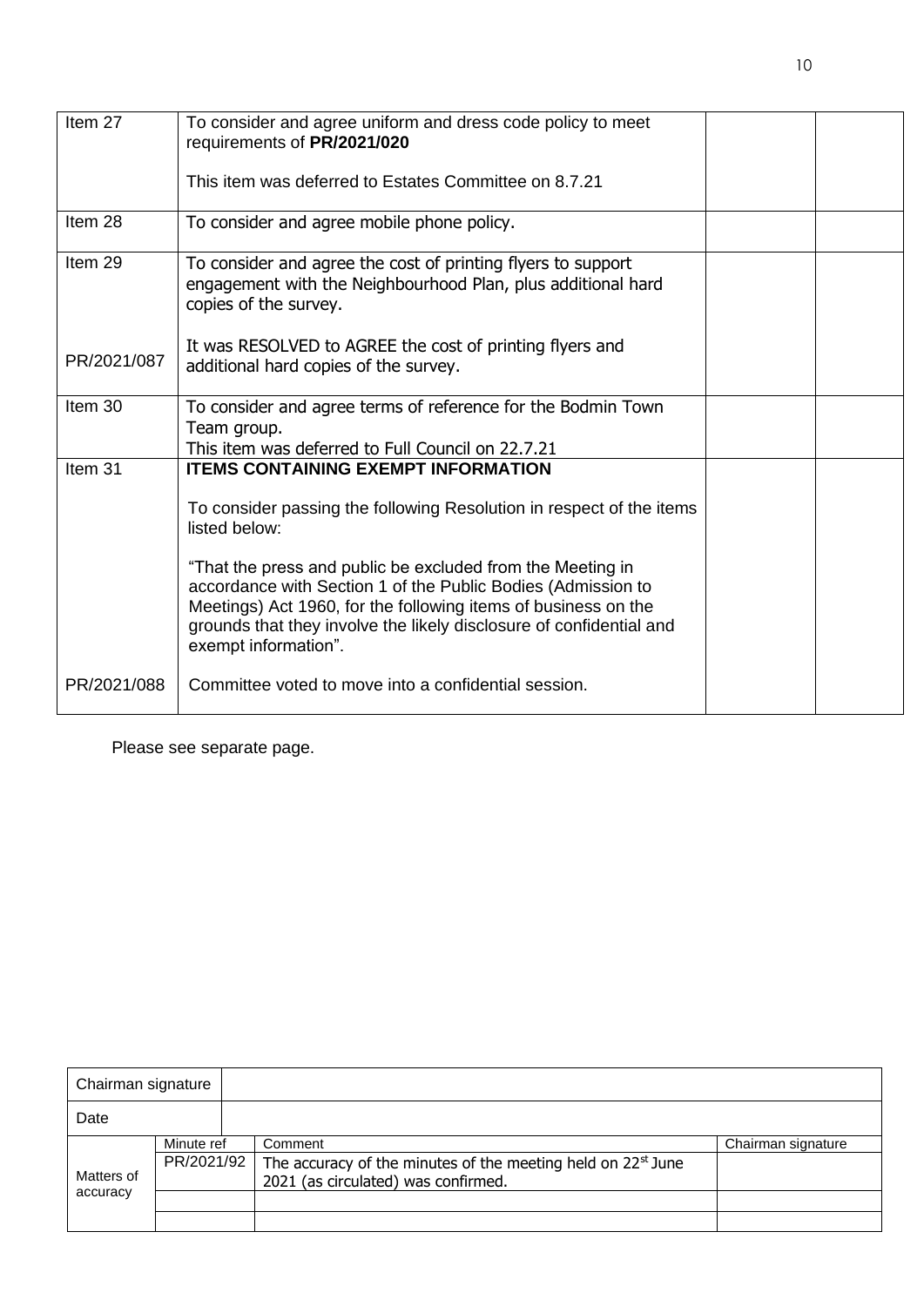| | | | |
|---|---|---|---|
| Item 27 | To consider and agree uniform and dress code policy to meet requirements of **PR/2021/020**<br><br>This item was deferred to Estates Committee on 8.7.21 | | |
| Item 28 | To consider and agree mobile phone policy. | | |
| Item 29<br><br><br><br>PR/2021/087 | To consider and agree the cost of printing flyers to support engagement with the Neighbourhood Plan, plus additional hard copies of the survey.<br><br>It was RESOLVED to AGREE the cost of printing flyers and additional hard copies of the survey. | | |
| Item 30 | To consider and agree terms of reference for the Bodmin Town Team group.<br>This item was deferred to Full Council on 22.7.21 | | |
| Item 31<br><br><br><br><br><br><br><br><br><br>PR/2021/088 | **ITEMS CONTAINING EXEMPT INFORMATION**<br><br>To consider passing the following Resolution in respect of the items listed below:<br><br>"That the press and public be excluded from the Meeting in accordance with Section 1 of the Public Bodies (Admission to Meetings) Act 1960, for the following items of business on the grounds that they involve the likely disclosure of confidential and exempt information".<br><br>Committee voted to move into a confidential session. | | |

Please see separate page.

| | | | |
|---|---|---|---|
| Chairman signature | | | |
| Date | | | |
| Matters of accuracy | Minute ref | Comment | Chairman signature |
| | PR/2021/92 | The accuracy of the minutes of the meeting held on 22st June 2021 (as circulated) was confirmed. | |
| | | | |
| | | | |